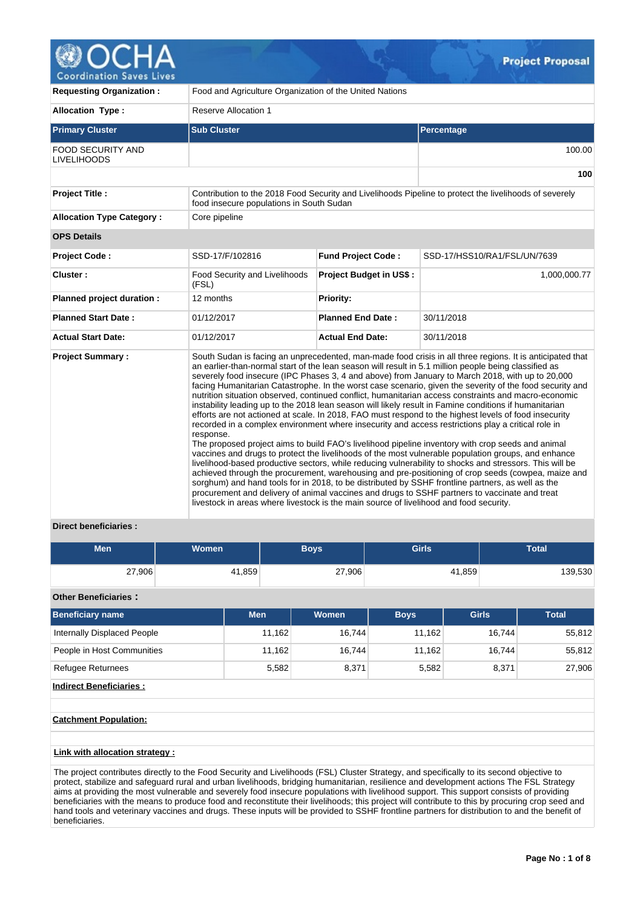# Project Proposal

| | | | |
|---|---|---|---|
| **Requesting Organization :** | Food and Agriculture Organization of the United Nations | | |
| **Allocation Type :** | Reserve Allocation 1 | | |

| Primary Cluster | Sub Cluster | Percentage |
|---|---|---|
| FOOD SECURITY AND LIVELIHOODS | | 100.00 |
| | | **100** |

| | |
|---|---|
| **Project Title :** | Contribution to the 2018 Food Security and Livelihoods Pipeline to protect the livelihoods of severely food insecure populations in South Sudan |
| **Allocation Type Category :** | Core pipeline |

**OPS Details**

| | | | |
|---|---|---|---|
| **Project Code :** | SSD-17/F/102816 | **Fund Project Code :** | SSD-17/HSS10/RA1/FSL/UN/7639 |
| **Cluster :** | Food Security and Livelihoods (FSL) | **Project Budget in US$ :** | 1,000,000.77 |
| **Planned project duration :** | 12 months | **Priority:** | |
| **Planned Start Date :** | 01/12/2017 | **Planned End Date :** | 30/11/2018 |
| **Actual Start Date:** | 01/12/2017 | **Actual End Date:** | 30/11/2018 |

**Project Summary :**

South Sudan is facing an unprecedented, man-made food crisis in all three regions. It is anticipated that an earlier-than-normal start of the lean season will result in 5.1 million people being classified as severely food insecure (IPC Phases 3, 4 and above) from January to March 2018, with up to 20,000 facing Humanitarian Catastrophe. In the worst case scenario, given the severity of the food security and nutrition situation observed, continued conflict, humanitarian access constraints and macro-economic instability leading up to the 2018 lean season will likely result in Famine conditions if humanitarian efforts are not actioned at scale. In 2018, FAO must respond to the highest levels of food insecurity recorded in a complex environment where insecurity and access restrictions play a critical role in response.
The proposed project aims to build FAO's livelihood pipeline inventory with crop seeds and animal vaccines and drugs to protect the livelihoods of the most vulnerable population groups, and enhance livelihood-based productive sectors, while reducing vulnerability to shocks and stressors. This will be achieved through the procurement, warehousing and pre-positioning of crop seeds (cowpea, maize and sorghum) and hand tools for in 2018, to be distributed by SSHF frontline partners, as well as the procurement and delivery of animal vaccines and drugs to SSHF partners to vaccinate and treat livestock in areas where livestock is the main source of livelihood and food security.

**Direct beneficiaries :**

| Men | Women | Boys | Girls | Total |
|---|---|---|---|---|
| 27,906 | 41,859 | 27,906 | 41,859 | 139,530 |

**Other Beneficiaries :**

| Beneficiary name | Men | Women | Boys | Girls | Total |
|---|---|---|---|---|---|
| Internally Displaced People | 11,162 | 16,744 | 11,162 | 16,744 | 55,812 |
| People in Host Communities | 11,162 | 16,744 | 11,162 | 16,744 | 55,812 |
| Refugee Returnees | 5,582 | 8,371 | 5,582 | 8,371 | 27,906 |

**Indirect Beneficiaries :**

**Catchment Population:**

**Link with allocation strategy :**

The project contributes directly to the Food Security and Livelihoods (FSL) Cluster Strategy, and specifically to its second objective to protect, stabilize and safeguard rural and urban livelihoods, bridging humanitarian, resilience and development actions The FSL Strategy aims at providing the most vulnerable and severely food insecure populations with livelihood support. This support consists of providing beneficiaries with the means to produce food and reconstitute their livelihoods; this project will contribute to this by procuring crop seed and hand tools and veterinary vaccines and drugs. These inputs will be provided to SSHF frontline partners for distribution to and the benefit of beneficiaries.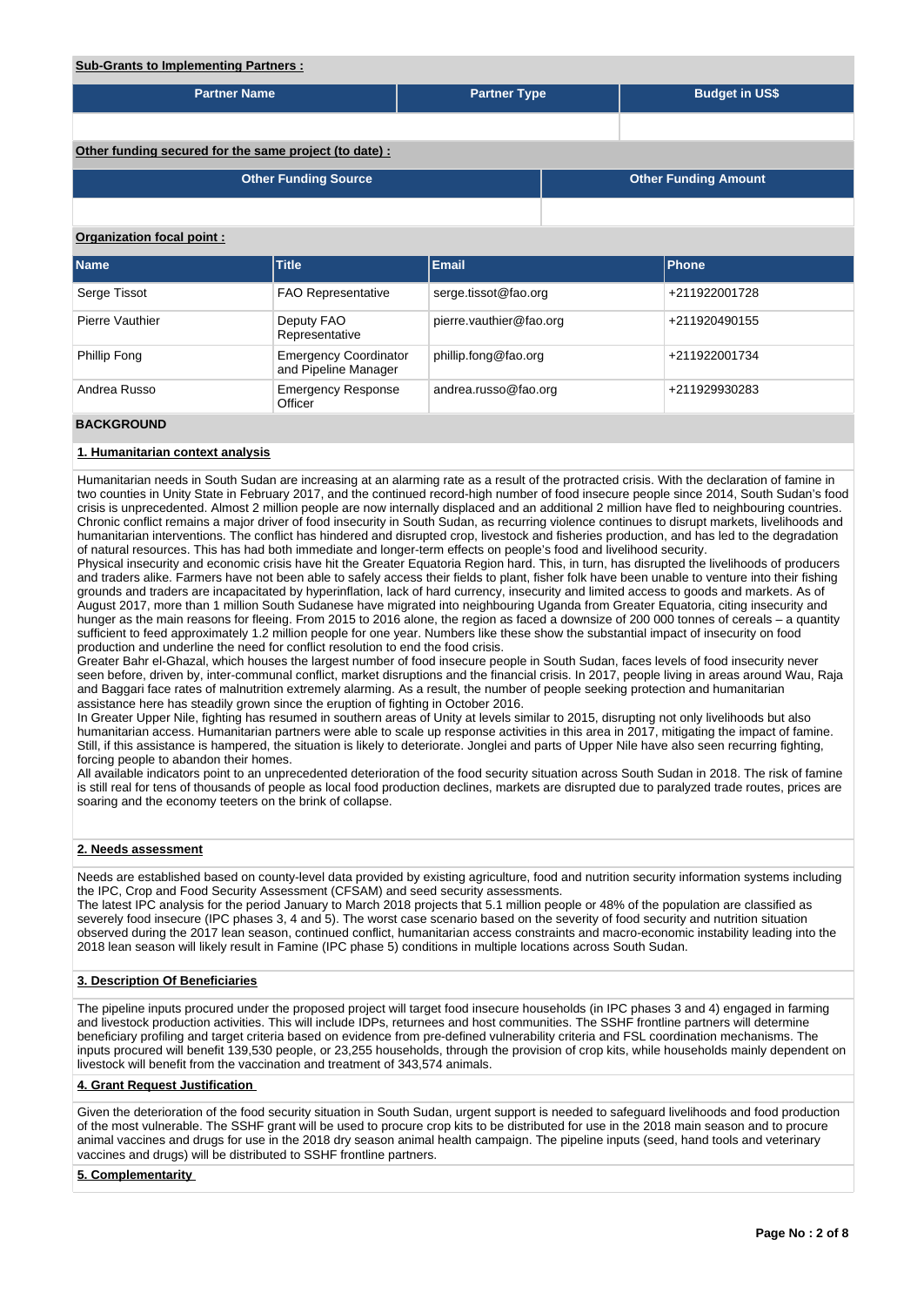**Sub-Grants to Implementing Partners :**

| Partner Name | Partner Type | Budget in US$ |
|---|---|---|
| | | |

**Other funding secured for the same project (to date) :**

| Other Funding Source | Other Funding Amount |
|---|---|
| | |

**Organization focal point :**

| Name | Title | Email | Phone |
|---|---|---|---|
| Serge Tissot | FAO Representative | serge.tissot@fao.org | +211922001728 |
| Pierre Vauthier | Deputy FAO Representative | pierre.vauthier@fao.org | +211920490155 |
| Phillip Fong | Emergency Coordinator and Pipeline Manager | phillip.fong@fao.org | +211922001734 |
| Andrea Russo | Emergency Response Officer | andrea.russo@fao.org | +211929930283 |

## BACKGROUND

### 1. Humanitarian context analysis

Humanitarian needs in South Sudan are increasing at an alarming rate as a result of the protracted crisis. With the declaration of famine in two counties in Unity State in February 2017, and the continued record-high number of food insecure people since 2014, South Sudan's food crisis is unprecedented. Almost 2 million people are now internally displaced and an additional 2 million have fled to neighbouring countries. Chronic conflict remains a major driver of food insecurity in South Sudan, as recurring violence continues to disrupt markets, livelihoods and humanitarian interventions. The conflict has hindered and disrupted crop, livestock and fisheries production, and has led to the degradation of natural resources. This has had both immediate and longer-term effects on people's food and livelihood security.

Physical insecurity and economic crisis have hit the Greater Equatoria Region hard. This, in turn, has disrupted the livelihoods of producers and traders alike. Farmers have not been able to safely access their fields to plant, fisher folk have been unable to venture into their fishing grounds and traders are incapacitated by hyperinflation, lack of hard currency, insecurity and limited access to goods and markets. As of August 2017, more than 1 million South Sudanese have migrated into neighbouring Uganda from Greater Equatoria, citing insecurity and hunger as the main reasons for fleeing. From 2015 to 2016 alone, the region as faced a downsize of 200 000 tonnes of cereals – a quantity sufficient to feed approximately 1.2 million people for one year. Numbers like these show the substantial impact of insecurity on food production and underline the need for conflict resolution to end the food crisis.

Greater Bahr el-Ghazal, which houses the largest number of food insecure people in South Sudan, faces levels of food insecurity never seen before, driven by, inter-communal conflict, market disruptions and the financial crisis. In 2017, people living in areas around Wau, Raja and Baggari face rates of malnutrition extremely alarming. As a result, the number of people seeking protection and humanitarian assistance here has steadily grown since the eruption of fighting in October 2016.

In Greater Upper Nile, fighting has resumed in southern areas of Unity at levels similar to 2015, disrupting not only livelihoods but also humanitarian access. Humanitarian partners were able to scale up response activities in this area in 2017, mitigating the impact of famine. Still, if this assistance is hampered, the situation is likely to deteriorate. Jonglei and parts of Upper Nile have also seen recurring fighting, forcing people to abandon their homes.

All available indicators point to an unprecedented deterioration of the food security situation across South Sudan in 2018. The risk of famine is still real for tens of thousands of people as local food production declines, markets are disrupted due to paralyzed trade routes, prices are soaring and the economy teeters on the brink of collapse.

### 2. Needs assessment

Needs are established based on county-level data provided by existing agriculture, food and nutrition security information systems including the IPC, Crop and Food Security Assessment (CFSAM) and seed security assessments.

The latest IPC analysis for the period January to March 2018 projects that 5.1 million people or 48% of the population are classified as severely food insecure (IPC phases 3, 4 and 5). The worst case scenario based on the severity of food security and nutrition situation observed during the 2017 lean season, continued conflict, humanitarian access constraints and macro-economic instability leading into the 2018 lean season will likely result in Famine (IPC phase 5) conditions in multiple locations across South Sudan.

### 3. Description Of Beneficiaries

The pipeline inputs procured under the proposed project will target food insecure households (in IPC phases 3 and 4) engaged in farming and livestock production activities. This will include IDPs, returnees and host communities. The SSHF frontline partners will determine beneficiary profiling and target criteria based on evidence from pre-defined vulnerability criteria and FSL coordination mechanisms. The inputs procured will benefit 139,530 people, or 23,255 households, through the provision of crop kits, while households mainly dependent on livestock will benefit from the vaccination and treatment of 343,574 animals.

### 4. Grant Request Justification

Given the deterioration of the food security situation in South Sudan, urgent support is needed to safeguard livelihoods and food production of the most vulnerable. The SSHF grant will be used to procure crop kits to be distributed for use in the 2018 main season and to procure animal vaccines and drugs for use in the 2018 dry season animal health campaign. The pipeline inputs (seed, hand tools and veterinary vaccines and drugs) will be distributed to SSHF frontline partners.

### 5. Complementarity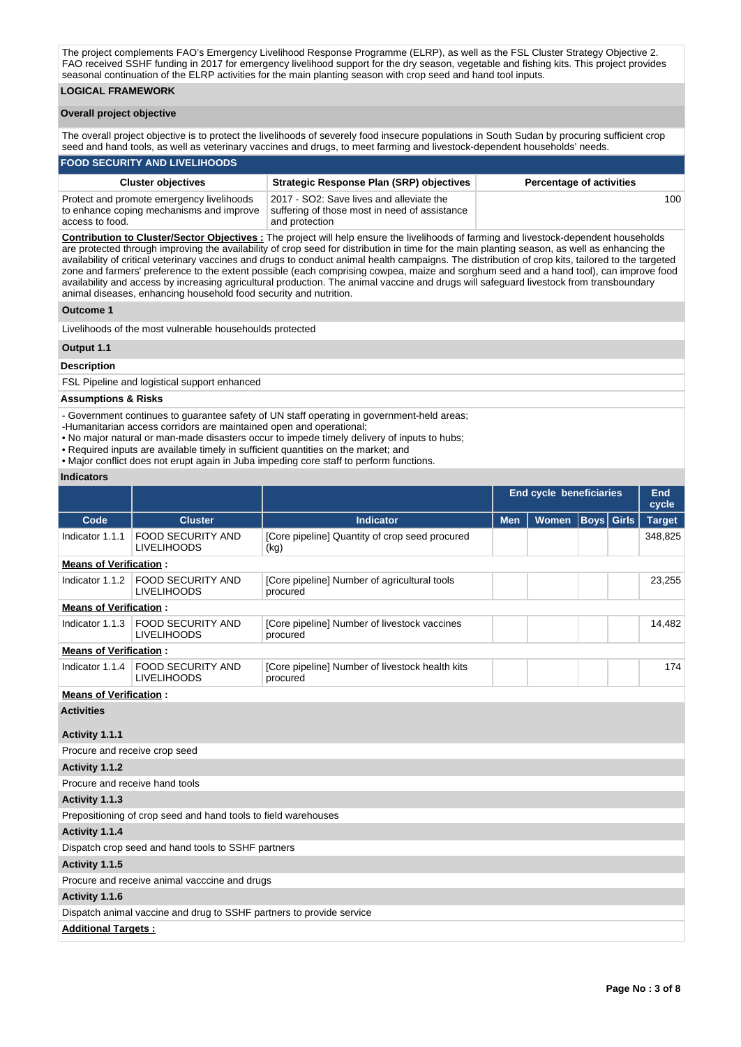The project complements FAO's Emergency Livelihood Response Programme (ELRP), as well as the FSL Cluster Strategy Objective 2. FAO received SSHF funding in 2017 for emergency livelihood support for the dry season, vegetable and fishing kits. This project provides seasonal continuation of the ELRP activities for the main planting season with crop seed and hand tool inputs.

## LOGICAL FRAMEWORK

### Overall project objective

The overall project objective is to protect the livelihoods of severely food insecure populations in South Sudan by procuring sufficient crop seed and hand tools, as well as veterinary vaccines and drugs, to meet farming and livestock-dependent households' needs.

### FOOD SECURITY AND LIVELIHOODS

| Cluster objectives | Strategic Response Plan (SRP) objectives | Percentage of activities |
|---|---|---|
| Protect and promote emergency livelihoods to enhance coping mechanisms and improve access to food. | 2017 - SO2: Save lives and alleviate the suffering of those most in need of assistance and protection | 100 |

**Contribution to Cluster/Sector Objectives :** The project will help ensure the livelihoods of farming and livestock-dependent households are protected through improving the availability of crop seed for distribution in time for the main planting season, as well as enhancing the availability of critical veterinary vaccines and drugs to conduct animal health campaigns. The distribution of crop kits, tailored to the targeted zone and farmers' preference to the extent possible (each comprising cowpea, maize and sorghum seed and a hand tool), can improve food availability and access by increasing agricultural production. The animal vaccine and drugs will safeguard livestock from transboundary animal diseases, enhancing household food security and nutrition.

**Outcome 1**

Livelihoods of the most vulnerable househoulds protected

**Output 1.1**

**Description**

FSL Pipeline and logistical support enhanced

**Assumptions & Risks**

- Government continues to guarantee safety of UN staff operating in government-held areas;
-Humanitarian access corridors are maintained open and operational;
• No major natural or man-made disasters occur to impede timely delivery of inputs to hubs;
• Required inputs are available timely in sufficient quantities on the market; and
• Major conflict does not erupt again in Juba impeding core staff to perform functions.

**Indicators**

| | | | End cycle beneficiaries | | | | End cycle |
|---|---|---|---|---|---|---|---|
| Code | Cluster | Indicator | Men | Women | Boys | Girls | Target |
| Indicator 1.1.1 | FOOD SECURITY AND LIVELIHOODS | [Core pipeline] Quantity of crop seed procured (kg) | | | | | 348,825 |
| **Means of Verification :** | | | | | | | |
| Indicator 1.1.2 | FOOD SECURITY AND LIVELIHOODS | [Core pipeline] Number of agricultural tools procured | | | | | 23,255 |
| **Means of Verification :** | | | | | | | |
| Indicator 1.1.3 | FOOD SECURITY AND LIVELIHOODS | [Core pipeline] Number of livestock vaccines procured | | | | | 14,482 |
| **Means of Verification :** | | | | | | | |
| Indicator 1.1.4 | FOOD SECURITY AND LIVELIHOODS | [Core pipeline] Number of livestock health kits procured | | | | | 174 |
| **Means of Verification :** | | | | | | | |

**Activities**

**Activity 1.1.1**

Procure and receive crop seed

**Activity 1.1.2**

Procure and receive hand tools

**Activity 1.1.3**

Prepositioning of crop seed and hand tools to field warehouses

**Activity 1.1.4**

Dispatch crop seed and hand tools to SSHF partners

**Activity 1.1.5**

Procure and receive animal vacccine and drugs

**Activity 1.1.6**

Dispatch animal vaccine and drug to SSHF partners to provide service

**Additional Targets :**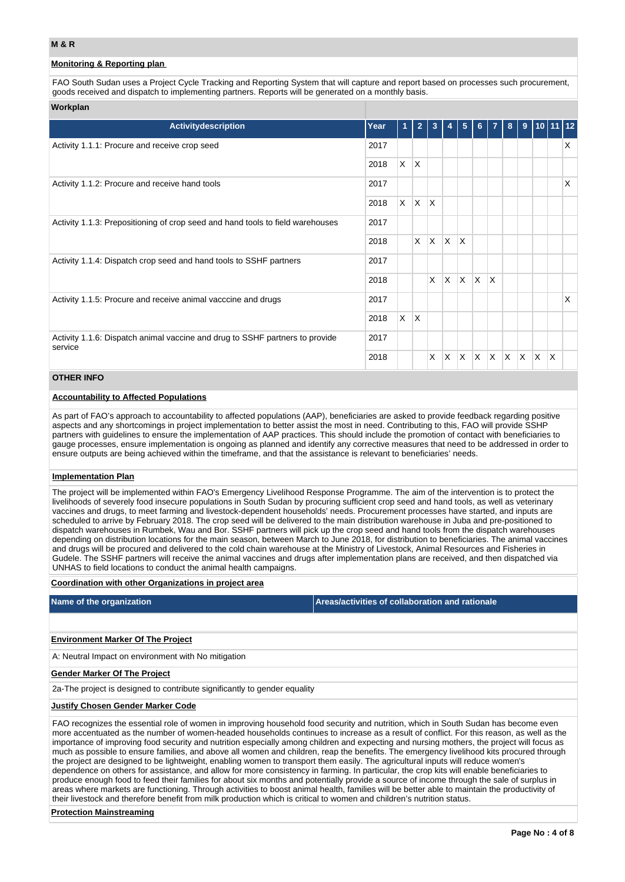## M & R

**Monitoring & Reporting plan**

FAO South Sudan uses a Project Cycle Tracking and Reporting System that will capture and report based on processes such procurement, goods received and dispatch to implementing partners. Reports will be generated on a monthly basis.

**Workplan**

| Activitydescription | Year | 1 | 2 | 3 | 4 | 5 | 6 | 7 | 8 | 9 | 10 | 11 | 12 |
|---|---|---|---|---|---|---|---|---|---|---|---|---|---|
| Activity 1.1.1: Procure and receive crop seed | 2017 | | | | | | | | | | | | X |
| | 2018 | X | X | | | | | | | | | | |
| Activity 1.1.2: Procure and receive hand tools | 2017 | | | | | | | | | | | | X |
| | 2018 | X | X | X | | | | | | | | | |
| Activity 1.1.3: Prepositioning of crop seed and hand tools to field warehouses | 2017 | | | | | | | | | | | | |
| | 2018 | | X | X | X | X | | | | | | | |
| Activity 1.1.4: Dispatch crop seed and hand tools to SSHF partners | 2017 | | | | | | | | | | | | |
| | 2018 | | | X | X | X | X | X | | | | | |
| Activity 1.1.5: Procure and receive animal vacccine and drugs | 2017 | | | | | | | | | | | | X |
| | 2018 | X | X | | | | | | | | | | |
| Activity 1.1.6: Dispatch animal vaccine and drug to SSHF partners to provide service | 2017 | | | | | | | | | | | | |
| | 2018 | | | X | X | X | X | X | X | X | X | X | |

## OTHER INFO

**Accountability to Affected Populations**

As part of FAO's approach to accountability to affected populations (AAP), beneficiaries are asked to provide feedback regarding positive aspects and any shortcomings in project implementation to better assist the most in need. Contributing to this, FAO will provide SSHP partners with guidelines to ensure the implementation of AAP practices. This should include the promotion of contact with beneficiaries to gauge processes, ensure implementation is ongoing as planned and identify any corrective measures that need to be addressed in order to ensure outputs are being achieved within the timeframe, and that the assistance is relevant to beneficiaries' needs.

**Implementation Plan**

The project will be implemented within FAO's Emergency Livelihood Response Programme. The aim of the intervention is to protect the livelihoods of severely food insecure populations in South Sudan by procuring sufficient crop seed and hand tools, as well as veterinary vaccines and drugs, to meet farming and livestock-dependent households' needs. Procurement processes have started, and inputs are scheduled to arrive by February 2018. The crop seed will be delivered to the main distribution warehouse in Juba and pre-positioned to dispatch warehouses in Rumbek, Wau and Bor. SSHF partners will pick up the crop seed and hand tools from the dispatch warehouses depending on distribution locations for the main season, between March to June 2018, for distribution to beneficiaries. The animal vaccines and drugs will be procured and delivered to the cold chain warehouse at the Ministry of Livestock, Animal Resources and Fisheries in Gudele. The SSHF partners will receive the animal vaccines and drugs after implementation plans are received, and then dispatched via UNHAS to field locations to conduct the animal health campaigns.

**Coordination with other Organizations in project area**

| Name of the organization | Areas/activities of collaboration and rationale |
|---|---|
| | |

**Environment Marker Of The Project**

A: Neutral Impact on environment with No mitigation

**Gender Marker Of The Project**

2a-The project is designed to contribute significantly to gender equality

**Justify Chosen Gender Marker Code**

FAO recognizes the essential role of women in improving household food security and nutrition, which in South Sudan has become even more accentuated as the number of women-headed households continues to increase as a result of conflict. For this reason, as well as the importance of improving food security and nutrition especially among children and expecting and nursing mothers, the project will focus as much as possible to ensure families, and above all women and children, reap the benefits. The emergency livelihood kits procured through the project are designed to be lightweight, enabling women to transport them easily. The agricultural inputs will reduce women's dependence on others for assistance, and allow for more consistency in farming. In particular, the crop kits will enable beneficiaries to produce enough food to feed their families for about six months and potentially provide a source of income through the sale of surplus in areas where markets are functioning. Through activities to boost animal health, families will be better able to maintain the productivity of their livestock and therefore benefit from milk production which is critical to women and children's nutrition status.

**Protection Mainstreaming**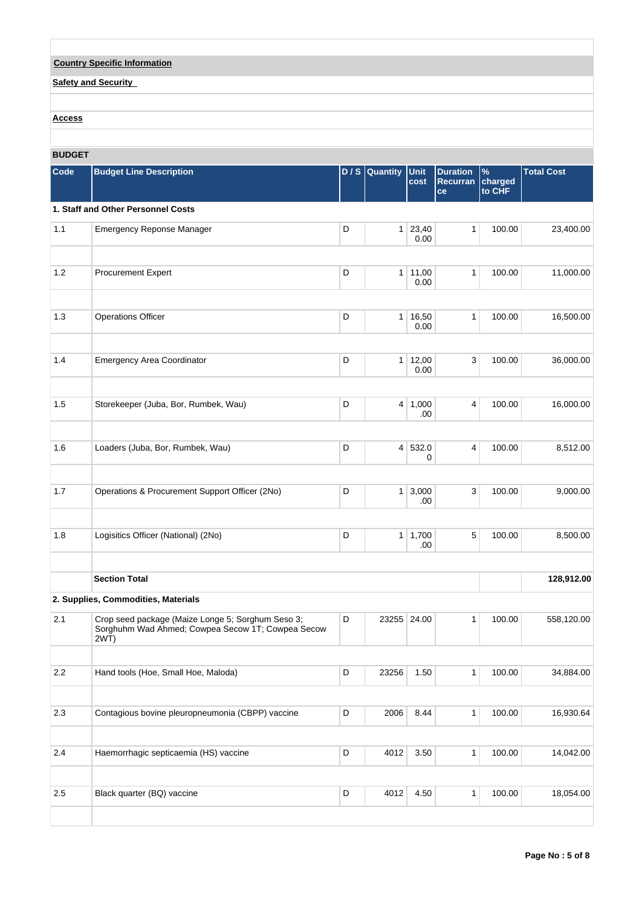**Country Specific Information**

**Safety and Security**

**Access**

**BUDGET**

| Code | Budget Line Description | D / S | Quantity | Unit cost | Duration Recurrance | % charged to CHF | Total Cost |
|---|---|---|---|---|---|---|---|
| **1. Staff and Other Personnel Costs** | | | | | | | |
| 1.1 | Emergency Reponse Manager | D | 1 | 23,400.00 | 1 | 100.00 | 23,400.00 |
| 1.2 | Procurement Expert | D | 1 | 11,000.00 | 1 | 100.00 | 11,000.00 |
| 1.3 | Operations Officer | D | 1 | 16,500.00 | 1 | 100.00 | 16,500.00 |
| 1.4 | Emergency Area Coordinator | D | 1 | 12,000.00 | 3 | 100.00 | 36,000.00 |
| 1.5 | Storekeeper (Juba, Bor, Rumbek, Wau) | D | 4 | 1,000.00 | 4 | 100.00 | 16,000.00 |
| 1.6 | Loaders (Juba, Bor, Rumbek, Wau) | D | 4 | 532.00 | 4 | 100.00 | 8,512.00 |
| 1.7 | Operations & Procurement Support Officer (2No) | D | 1 | 3,000.00 | 3 | 100.00 | 9,000.00 |
| 1.8 | Logisitics Officer (National) (2No) | D | 1 | 1,700.00 | 5 | 100.00 | 8,500.00 |
| | **Section Total** | | | | | | **128,912.00** |
| **2. Supplies, Commodities, Materials** | | | | | | | |
| 2.1 | Crop seed package (Maize Longe 5; Sorghum Seso 3; Sorghuhm Wad Ahmed; Cowpea Secow 1T; Cowpea Secow 2WT) | D | 23255 | 24.00 | 1 | 100.00 | 558,120.00 |
| 2.2 | Hand tools (Hoe, Small Hoe, Maloda) | D | 23256 | 1.50 | 1 | 100.00 | 34,884.00 |
| 2.3 | Contagious bovine pleuropneumonia (CBPP) vaccine | D | 2006 | 8.44 | 1 | 100.00 | 16,930.64 |
| 2.4 | Haemorrhagic septicaemia (HS) vaccine | D | 4012 | 3.50 | 1 | 100.00 | 14,042.00 |
| 2.5 | Black quarter (BQ) vaccine | D | 4012 | 4.50 | 1 | 100.00 | 18,054.00 |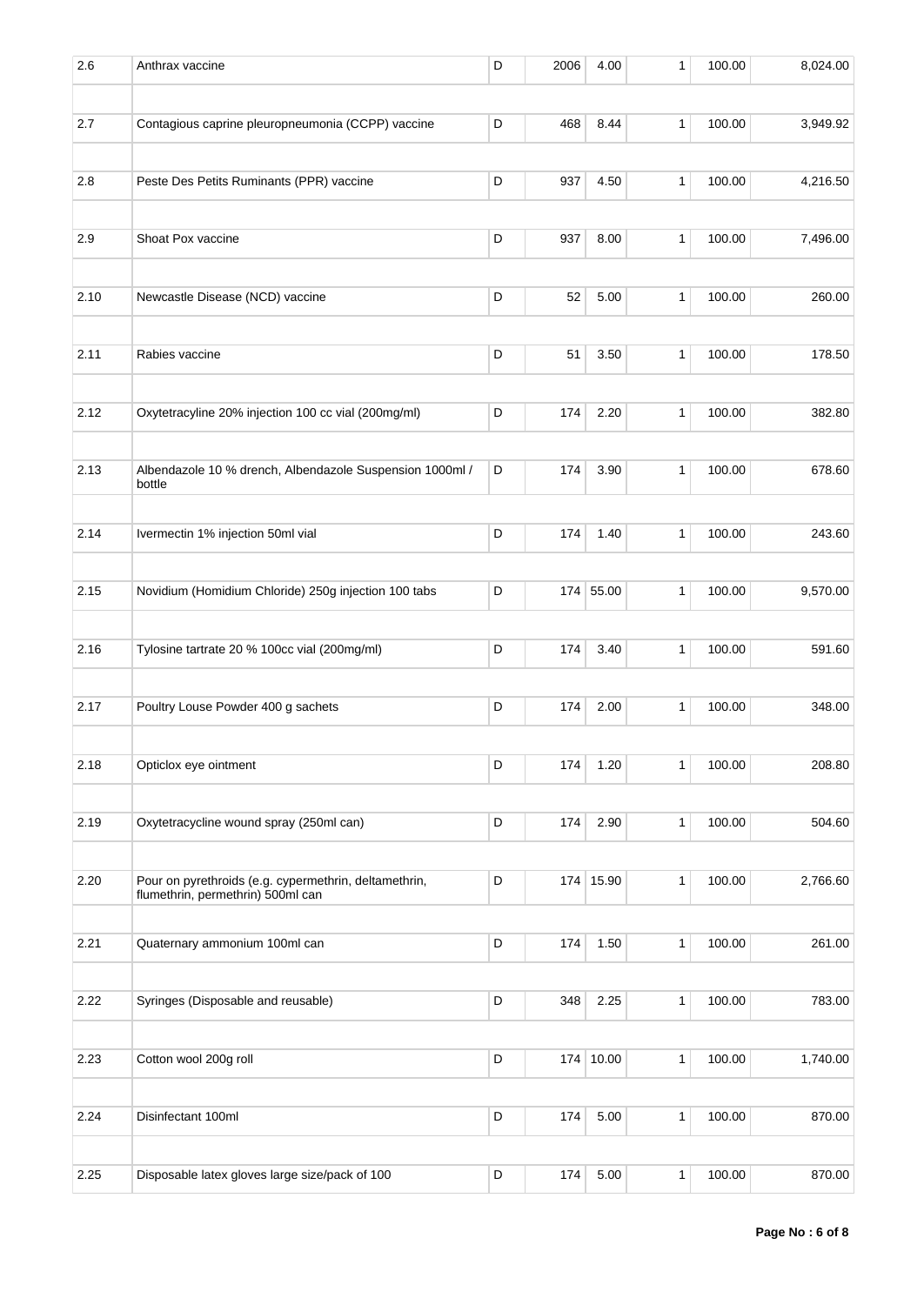| | | | | | | | |
|---|---|---|---|---|---|---|---|
| 2.6 | Anthrax vaccine | D | 2006 | 4.00 | 1 | 100.00 | 8,024.00 |
| 2.7 | Contagious caprine pleuropneumonia (CCPP) vaccine | D | 468 | 8.44 | 1 | 100.00 | 3,949.92 |
| 2.8 | Peste Des Petits Ruminants (PPR) vaccine | D | 937 | 4.50 | 1 | 100.00 | 4,216.50 |
| 2.9 | Shoat Pox vaccine | D | 937 | 8.00 | 1 | 100.00 | 7,496.00 |
| 2.10 | Newcastle Disease (NCD) vaccine | D | 52 | 5.00 | 1 | 100.00 | 260.00 |
| 2.11 | Rabies vaccine | D | 51 | 3.50 | 1 | 100.00 | 178.50 |
| 2.12 | Oxytetracyline 20% injection 100 cc vial (200mg/ml) | D | 174 | 2.20 | 1 | 100.00 | 382.80 |
| 2.13 | Albendazole 10 % drench, Albendazole Suspension 1000ml / bottle | D | 174 | 3.90 | 1 | 100.00 | 678.60 |
| 2.14 | Ivermectin 1% injection 50ml vial | D | 174 | 1.40 | 1 | 100.00 | 243.60 |
| 2.15 | Novidium (Homidium Chloride) 250g injection 100 tabs | D | 174 | 55.00 | 1 | 100.00 | 9,570.00 |
| 2.16 | Tylosine tartrate 20 % 100cc vial (200mg/ml) | D | 174 | 3.40 | 1 | 100.00 | 591.60 |
| 2.17 | Poultry Louse Powder 400 g sachets | D | 174 | 2.00 | 1 | 100.00 | 348.00 |
| 2.18 | Opticlox eye ointment | D | 174 | 1.20 | 1 | 100.00 | 208.80 |
| 2.19 | Oxytetracycline wound spray (250ml can) | D | 174 | 2.90 | 1 | 100.00 | 504.60 |
| 2.20 | Pour on pyrethroids (e.g. cypermethrin, deltamethrin, flumethrin, permethrin) 500ml can | D | 174 | 15.90 | 1 | 100.00 | 2,766.60 |
| 2.21 | Quaternary ammonium 100ml can | D | 174 | 1.50 | 1 | 100.00 | 261.00 |
| 2.22 | Syringes (Disposable and reusable) | D | 348 | 2.25 | 1 | 100.00 | 783.00 |
| 2.23 | Cotton wool 200g roll | D | 174 | 10.00 | 1 | 100.00 | 1,740.00 |
| 2.24 | Disinfectant 100ml | D | 174 | 5.00 | 1 | 100.00 | 870.00 |
| 2.25 | Disposable latex gloves large size/pack of 100 | D | 174 | 5.00 | 1 | 100.00 | 870.00 |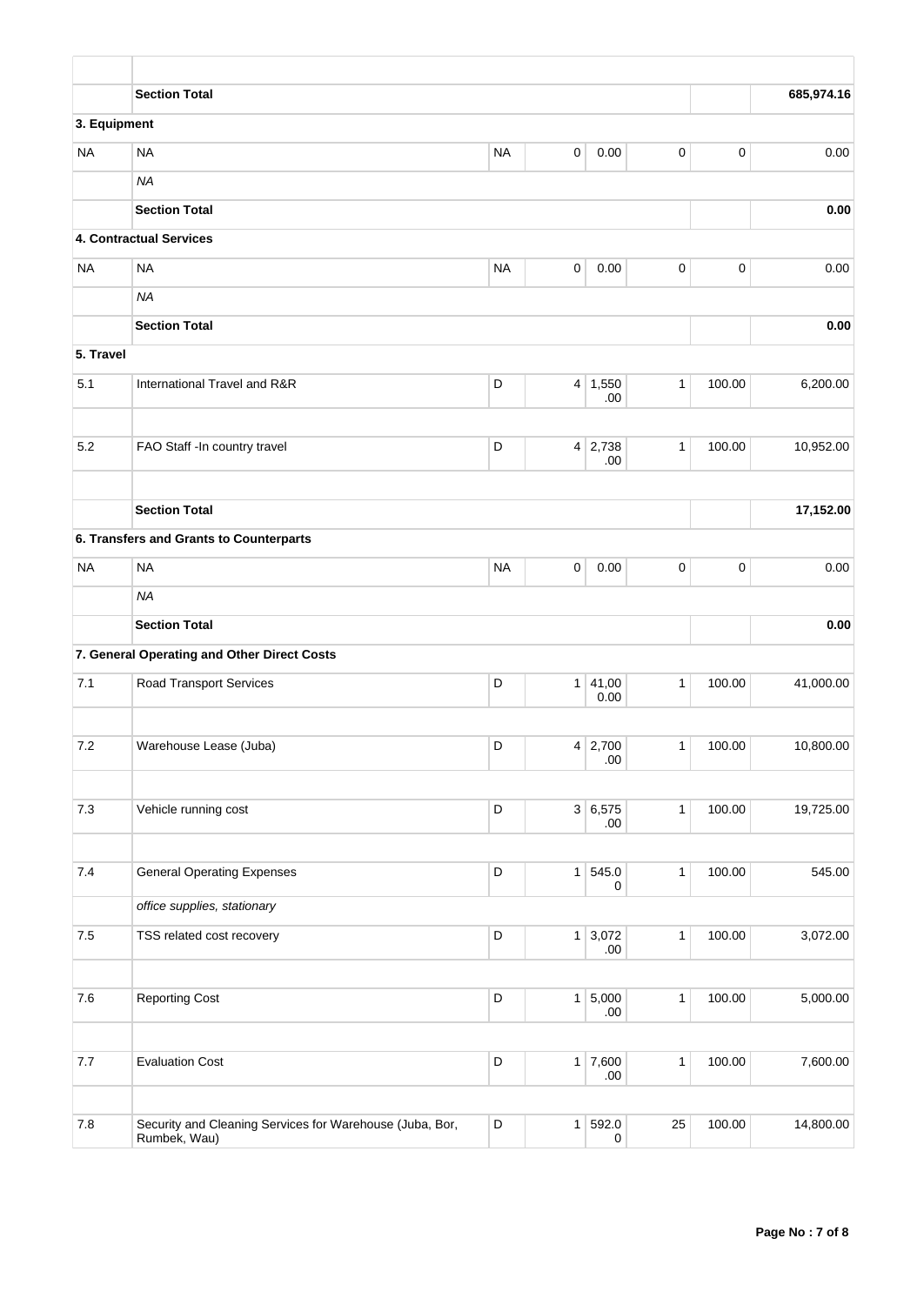| | | | | | | | |
|---|---|---|---|---|---|---|---|
| | **Section Total** | | | | | | **685,974.16** |
| **3. Equipment** | | | | | | | |
| NA | NA | NA | 0 | 0.00 | 0 | 0 | 0.00 |
| | *NA* | | | | | | |
| | **Section Total** | | | | | | **0.00** |
| | **4. Contractual Services** | | | | | | |
| NA | NA | NA | 0 | 0.00 | 0 | 0 | 0.00 |
| | *NA* | | | | | | |
| | **Section Total** | | | | | | **0.00** |
| **5. Travel** | | | | | | | |
| 5.1 | International Travel and R&R | D | 4 | 1,550.00 | 1 | 100.00 | 6,200.00 |
| | | | | | | | |
| 5.2 | FAO Staff -In country travel | D | 4 | 2,738.00 | 1 | 100.00 | 10,952.00 |
| | | | | | | | |
| | **Section Total** | | | | | | **17,152.00** |
| | **6. Transfers and Grants to Counterparts** | | | | | | |
| NA | NA | NA | 0 | 0.00 | 0 | 0 | 0.00 |
| | *NA* | | | | | | |
| | **Section Total** | | | | | | **0.00** |
| | **7. General Operating and Other Direct Costs** | | | | | | |
| 7.1 | Road Transport Services | D | 1 | 41,000.00 | 1 | 100.00 | 41,000.00 |
| | | | | | | | |
| 7.2 | Warehouse Lease (Juba) | D | 4 | 2,700.00 | 1 | 100.00 | 10,800.00 |
| | | | | | | | |
| 7.3 | Vehicle running cost | D | 3 | 6,575.00 | 1 | 100.00 | 19,725.00 |
| | | | | | | | |
| 7.4 | General Operating Expenses | D | 1 | 545.00 | 1 | 100.00 | 545.00 |
| | *office supplies, stationary* | | | | | | |
| 7.5 | TSS related cost recovery | D | 1 | 3,072.00 | 1 | 100.00 | 3,072.00 |
| | | | | | | | |
| 7.6 | Reporting Cost | D | 1 | 5,000.00 | 1 | 100.00 | 5,000.00 |
| | | | | | | | |
| 7.7 | Evaluation Cost | D | 1 | 7,600.00 | 1 | 100.00 | 7,600.00 |
| | | | | | | | |
| 7.8 | Security and Cleaning Services for Warehouse (Juba, Bor, Rumbek, Wau) | D | 1 | 592.00 | 25 | 100.00 | 14,800.00 |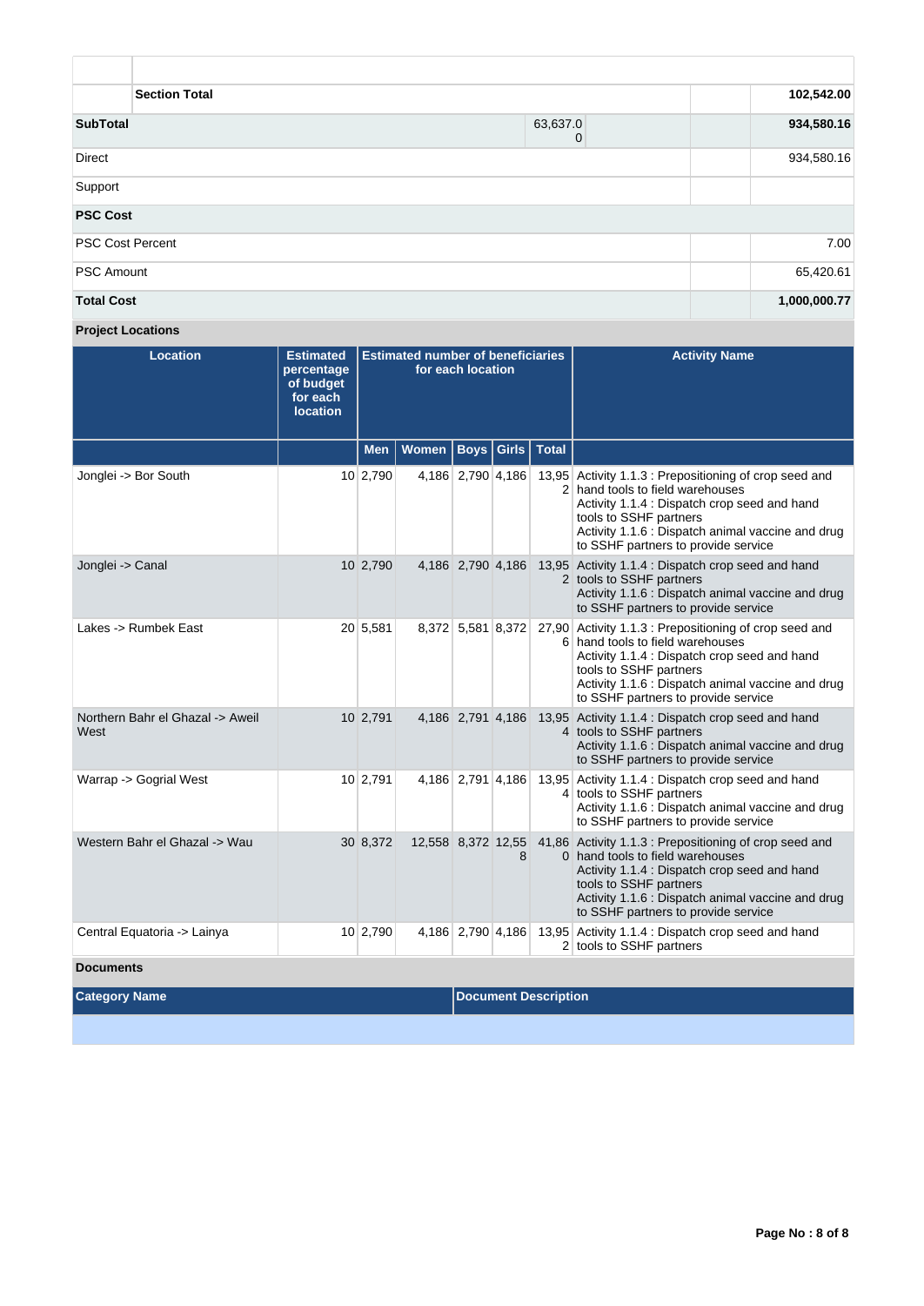| | | | | |
|---|---|---|---|---|
| | **Section Total** | | | **102,542.00** |
| **SubTotal** | | 63,637.00 | | **934,580.16** |
| Direct | | | | 934,580.16 |
| Support | | | | |
| **PSC Cost** | | | | |
| PSC Cost Percent | | | | 7.00 |
| PSC Amount | | | | 65,420.61 |
| **Total Cost** | | | | **1,000,000.77** |

**Project Locations**

| Location | Estimated percentage of budget for each location | Estimated number of beneficiaries for each location | | | | | Activity Name |
|---|---|---|---|---|---|---|---|
| | | Men | Women | Boys | Girls | Total | |
| Jonglei -> Bor South | 10 | 2,790 | 4,186 | 2,790 | 4,186 | 13,952 | Activity 1.1.3 : Prepositioning of crop seed and hand tools to field warehouses<br>Activity 1.1.4 : Dispatch crop seed and hand tools to SSHF partners<br>Activity 1.1.6 : Dispatch animal vaccine and drug to SSHF partners to provide service |
| Jonglei -> Canal | 10 | 2,790 | 4,186 | 2,790 | 4,186 | 13,952 | Activity 1.1.4 : Dispatch crop seed and hand tools to SSHF partners<br>Activity 1.1.6 : Dispatch animal vaccine and drug to SSHF partners to provide service |
| Lakes -> Rumbek East | 20 | 5,581 | 8,372 | 5,581 | 8,372 | 27,906 | Activity 1.1.3 : Prepositioning of crop seed and hand tools to field warehouses<br>Activity 1.1.4 : Dispatch crop seed and hand tools to SSHF partners<br>Activity 1.1.6 : Dispatch animal vaccine and drug to SSHF partners to provide service |
| Northern Bahr el Ghazal -> Aweil West | 10 | 2,791 | 4,186 | 2,791 | 4,186 | 13,954 | Activity 1.1.4 : Dispatch crop seed and hand tools to SSHF partners<br>Activity 1.1.6 : Dispatch animal vaccine and drug to SSHF partners to provide service |
| Warrap -> Gogrial West | 10 | 2,791 | 4,186 | 2,791 | 4,186 | 13,954 | Activity 1.1.4 : Dispatch crop seed and hand tools to SSHF partners<br>Activity 1.1.6 : Dispatch animal vaccine and drug to SSHF partners to provide service |
| Western Bahr el Ghazal -> Wau | 30 | 8,372 | 12,558 | 8,372 | 12,558 | 41,860 | Activity 1.1.3 : Prepositioning of crop seed and hand tools to field warehouses<br>Activity 1.1.4 : Dispatch crop seed and hand tools to SSHF partners<br>Activity 1.1.6 : Dispatch animal vaccine and drug to SSHF partners to provide service |
| Central Equatoria -> Lainya | 10 | 2,790 | 4,186 | 2,790 | 4,186 | 13,952 | Activity 1.1.4 : Dispatch crop seed and hand tools to SSHF partners |

**Documents**

| Category Name | Document Description |
|---|---|
| | |